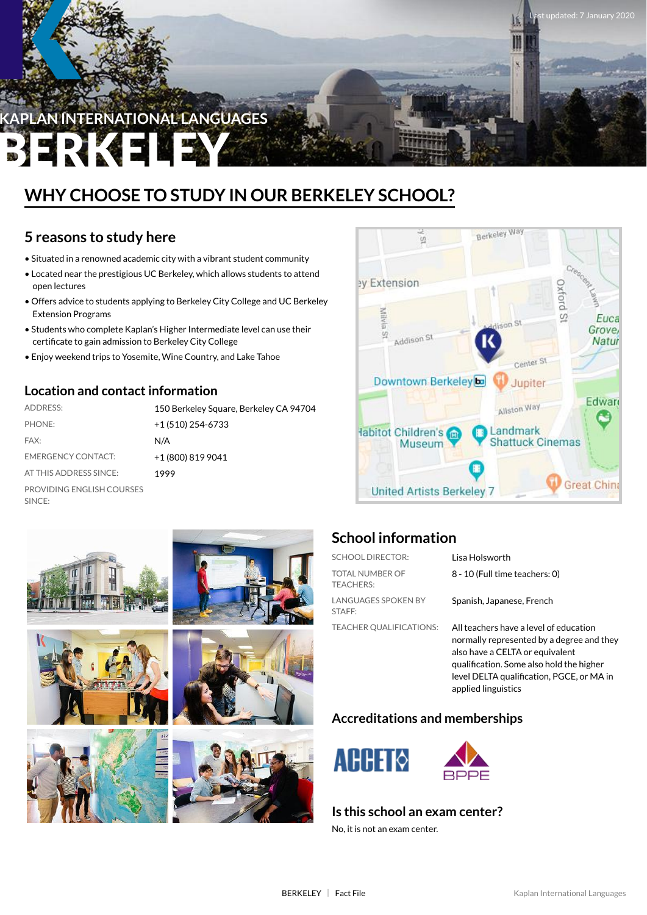Last updated: 7 January 2020

KAPLAN INTERNATIONAL LANGUAGES

# BERKELEY

## WHY CHOOSE TO STUDY IN OUR BERKELEY SCHOOL?

### 5 reasons to study here

- Situated in a renowned academic city with a vibrant student community
- Located near the prestigious UC Berkeley, which allows students to attend open lectures
- Offers advice to students applying to Berkeley City College and UC Berkeley Extension Programs
- Students who complete Kaplan's Higher Intermediate level can use their certificate to gain admission to Berkeley City College
- Enjoy weekend trips to Yosemite, Wine Country, and Lake Tahoe

### Location and contact information

| | |
|---|---|
| ADDRESS: | 150 Berkeley Square, Berkeley CA 94704 |
| PHONE: | +1 (510) 254-6733 |
| FAX: | N/A |
| EMERGENCY CONTACT: | +1 (800) 819 9041 |
| AT THIS ADDRESS SINCE: | 1999 |
| PROVIDING ENGLISH COURSES SINCE: | |

### School information

| | |
|---|---|
| SCHOOL DIRECTOR: | Lisa Holsworth |
| TOTAL NUMBER OF TEACHERS: | 8 - 10 (Full time teachers: 0) |
| LANGUAGES SPOKEN BY STAFF: | Spanish, Japanese, French |
| TEACHER QUALIFICATIONS: | All teachers have a level of education normally represented by a degree and they also have a CELTA or equivalent qualification. Some also hold the higher level DELTA qualification, PGCE, or MA in applied linguistics |

### Accreditations and memberships

ACCET

BPPE

### Is this school an exam center?

No, it is not an exam center.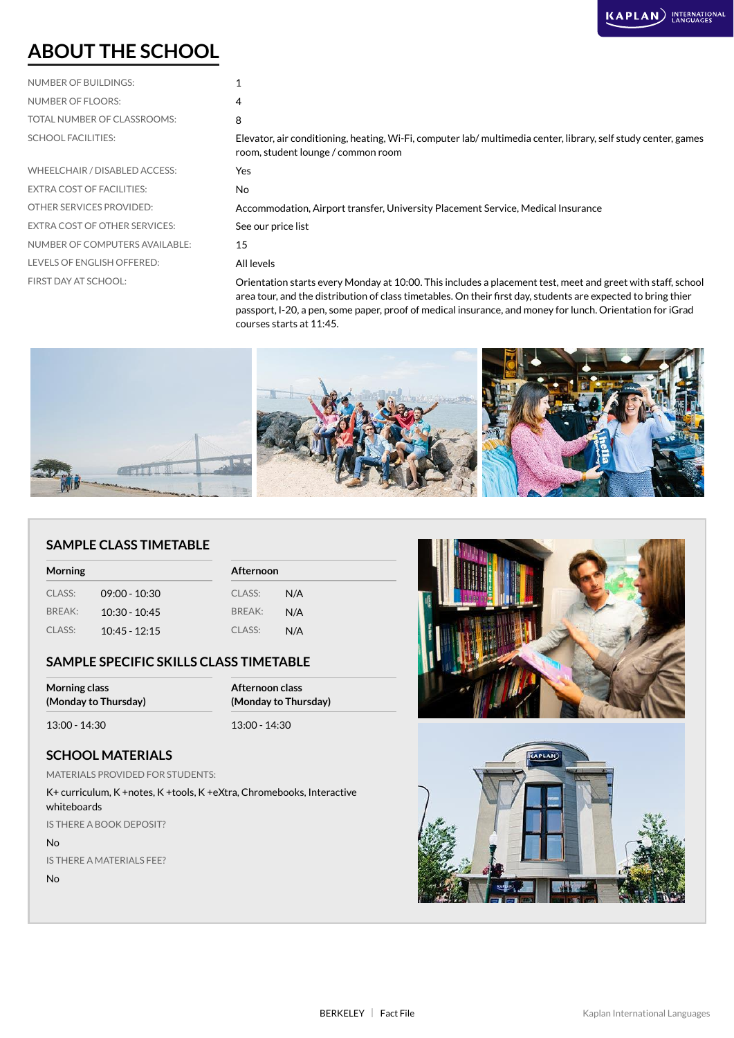# ABOUT THE SCHOOL

| | |
|---|---|
| NUMBER OF BUILDINGS: | 1 |
| NUMBER OF FLOORS: | 4 |
| TOTAL NUMBER OF CLASSROOMS: | 8 |
| SCHOOL FACILITIES: | Elevator, air conditioning, heating, Wi-Fi, computer lab/ multimedia center, library, self study center, games room, student lounge / common room |
| WHEELCHAIR / DISABLED ACCESS: | Yes |
| EXTRA COST OF FACILITIES: | No |
| OTHER SERVICES PROVIDED: | Accommodation, Airport transfer, University Placement Service, Medical Insurance |
| EXTRA COST OF OTHER SERVICES: | See our price list |
| NUMBER OF COMPUTERS AVAILABLE: | 15 |
| LEVELS OF ENGLISH OFFERED: | All levels |
| FIRST DAY AT SCHOOL: | Orientation starts every Monday at 10:00. This includes a placement test, meet and greet with staff, school area tour, and the distribution of class timetables. On their first day, students are expected to bring thier passport, I-20, a pen, some paper, proof of medical insurance, and money for lunch. Orientation for iGrad courses starts at 11:45. |

## SAMPLE CLASS TIMETABLE

| Morning | | Afternoon | |
|---|---|---|---|
| CLASS: | 09:00 - 10:30 | CLASS: | N/A |
| BREAK: | 10:30 - 10:45 | BREAK: | N/A |
| CLASS: | 10:45 - 12:15 | CLASS: | N/A |

## SAMPLE SPECIFIC SKILLS CLASS TIMETABLE

| Morning class (Monday to Thursday) | Afternoon class (Monday to Thursday) |
|---|---|
| 13:00 - 14:30 | 13:00 - 14:30 |

## SCHOOL MATERIALS

MATERIALS PROVIDED FOR STUDENTS:

K+ curriculum, K +notes, K +tools, K +eXtra, Chromebooks, Interactive whiteboards

IS THERE A BOOK DEPOSIT?

No

IS THERE A MATERIALS FEE?

No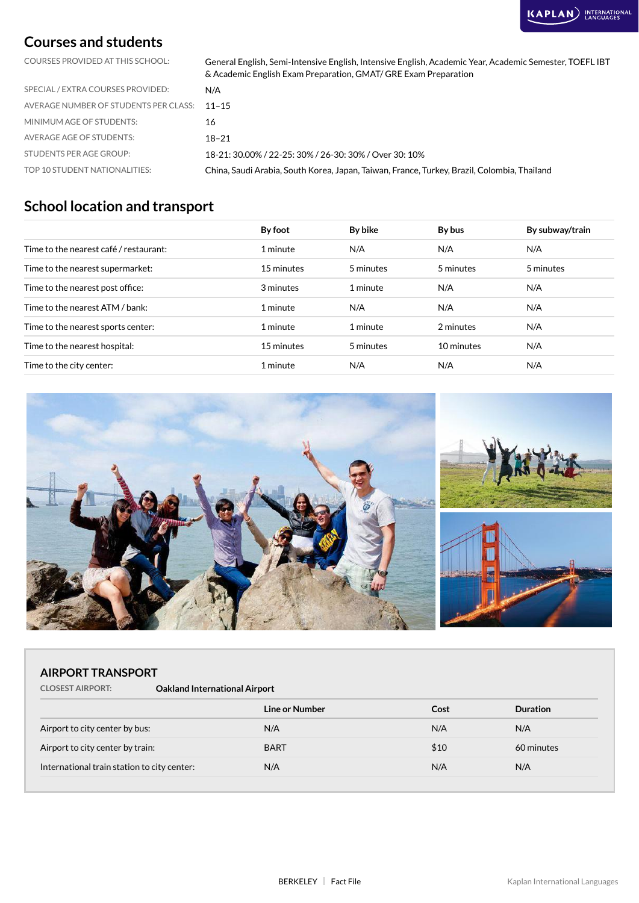## Courses and students

| | |
|---|---|
| COURSES PROVIDED AT THIS SCHOOL: | General English, Semi-Intensive English, Intensive English, Academic Year, Academic Semester, TOEFL IBT & Academic English Exam Preparation, GMAT/ GRE Exam Preparation |
| SPECIAL / EXTRA COURSES PROVIDED: | N/A |
| AVERAGE NUMBER OF STUDENTS PER CLASS: | 11–15 |
| MINIMUM AGE OF STUDENTS: | 16 |
| AVERAGE AGE OF STUDENTS: | 18–21 |
| STUDENTS PER AGE GROUP: | 18-21: 30.00% / 22-25: 30% / 26-30: 30% / Over 30: 10% |
| TOP 10 STUDENT NATIONALITIES: | China, Saudi Arabia, South Korea, Japan, Taiwan, France, Turkey, Brazil, Colombia, Thailand |

## School location and transport

| | By foot | By bike | By bus | By subway/train |
|---|---|---|---|---|
| Time to the nearest café / restaurant: | 1 minute | N/A | N/A | N/A |
| Time to the nearest supermarket: | 15 minutes | 5 minutes | 5 minutes | 5 minutes |
| Time to the nearest post office: | 3 minutes | 1 minute | N/A | N/A |
| Time to the nearest ATM / bank: | 1 minute | N/A | N/A | N/A |
| Time to the nearest sports center: | 1 minute | 1 minute | 2 minutes | N/A |
| Time to the nearest hospital: | 15 minutes | 5 minutes | 10 minutes | N/A |
| Time to the city center: | 1 minute | N/A | N/A | N/A |

### AIRPORT TRANSPORT

CLOSEST AIRPORT: **Oakland International Airport**

| | Line or Number | Cost | Duration |
|---|---|---|---|
| Airport to city center by bus: | N/A | N/A | N/A |
| Airport to city center by train: | BART | $10 | 60 minutes |
| International train station to city center: | N/A | N/A | N/A |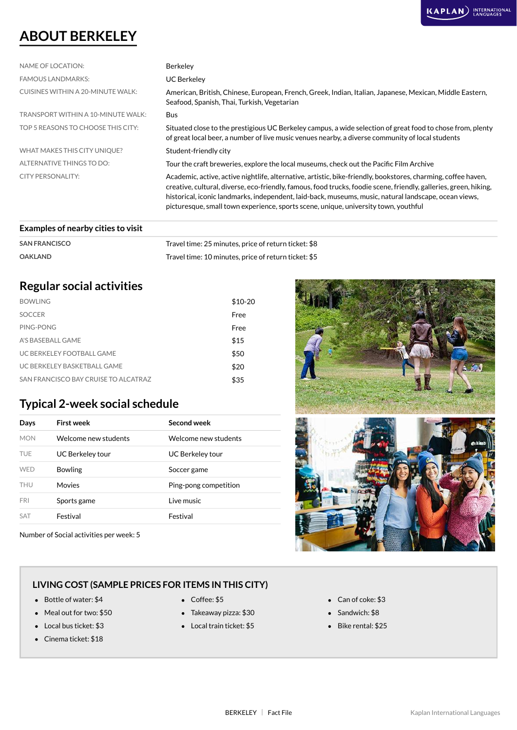# ABOUT BERKELEY

| | |
|---|---|
| NAME OF LOCATION: | Berkeley |
| FAMOUS LANDMARKS: | UC Berkeley |
| CUISINES WITHIN A 20-MINUTE WALK: | American, British, Chinese, European, French, Greek, Indian, Italian, Japanese, Mexican, Middle Eastern, Seafood, Spanish, Thai, Turkish, Vegetarian |
| TRANSPORT WITHIN A 10-MINUTE WALK: | Bus |
| TOP 5 REASONS TO CHOOSE THIS CITY: | Situated close to the prestigious UC Berkeley campus, a wide selection of great food to chose from, plenty of great local beer, a number of live music venues nearby, a diverse community of local students |
| WHAT MAKES THIS CITY UNIQUE? | Student-friendly city |
| ALTERNATIVE THINGS TO DO: | Tour the craft breweries, explore the local museums, check out the Pacific Film Archive |
| CITY PERSONALITY: | Academic, active, active nightlife, alternative, artistic, bike-friendly, bookstores, charming, coffee haven, creative, cultural, diverse, eco-friendly, famous, food trucks, foodie scene, friendly, galleries, green, hiking, historical, iconic landmarks, independent, laid-back, museums, music, natural landscape, ocean views, picturesque, small town experience, sports scene, unique, university town, youthful |

### Examples of nearby cities to visit

| | |
|---|---|
| **SAN FRANCISCO** | Travel time: 25 minutes, price of return ticket: $8 |
| **OAKLAND** | Travel time: 10 minutes, price of return ticket: $5 |

## Regular social activities

| | |
|---|---|
| BOWLING | $10-20 |
| SOCCER | Free |
| PING-PONG | Free |
| A'S BASEBALL GAME | $15 |
| UC BERKELEY FOOTBALL GAME | $50 |
| UC BERKELEY BASKETBALL GAME | $20 |
| SAN FRANCISCO BAY CRUISE TO ALCATRAZ | $35 |

## Typical 2-week social schedule

| Days | First week | Second week |
|---|---|---|
| MON | Welcome new students | Welcome new students |
| TUE | UC Berkeley tour | UC Berkeley tour |
| WED | Bowling | Soccer game |
| THU | Movies | Ping-pong competition |
| FRI | Sports game | Live music |
| SAT | Festival | Festival |

Number of Social activities per week: 5

## LIVING COST (SAMPLE PRICES FOR ITEMS IN THIS CITY)

- Bottle of water: $4
- Meal out for two: $50
- Local bus ticket: $3
- Cinema ticket: $18
- Coffee: $5
- Takeaway pizza: $30
- Local train ticket: $5
- Can of coke: $3
- Sandwich: $8
- Bike rental: $25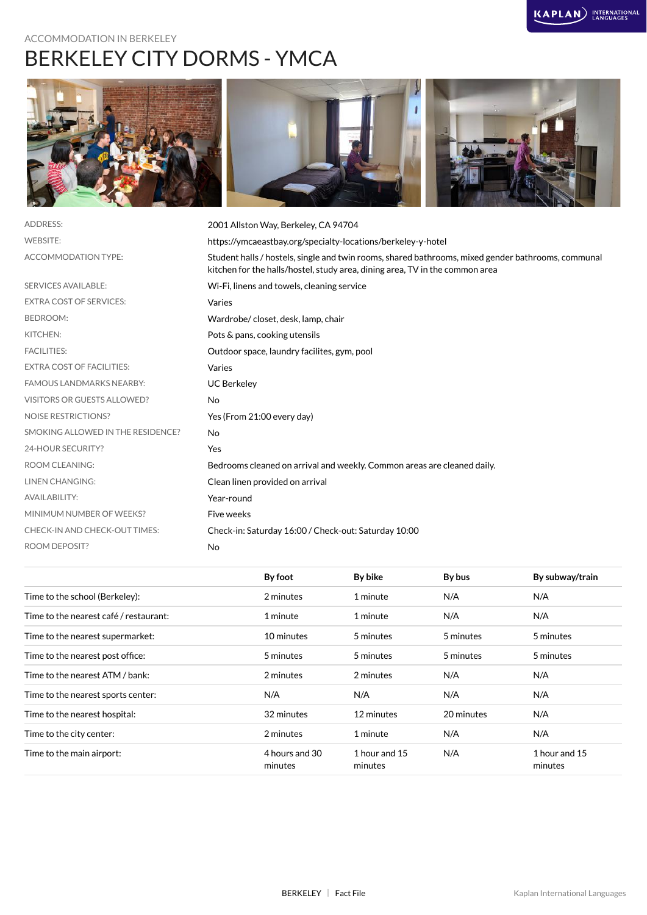ACCOMMODATION IN BERKELEY

# BERKELEY CITY DORMS - YMCA

| | |
|---|---|
| ADDRESS: | 2001 Allston Way, Berkeley, CA 94704 |
| WEBSITE: | https://ymcaeastbay.org/specialty-locations/berkeley-y-hotel |
| ACCOMMODATION TYPE: | Student halls / hostels, single and twin rooms, shared bathrooms, mixed gender bathrooms, communal kitchen for the halls/hostel, study area, dining area, TV in the common area |
| SERVICES AVAILABLE: | Wi-Fi, linens and towels, cleaning service |
| EXTRA COST OF SERVICES: | Varies |
| BEDROOM: | Wardrobe/ closet, desk, lamp, chair |
| KITCHEN: | Pots & pans, cooking utensils |
| FACILITIES: | Outdoor space, laundry facilites, gym, pool |
| EXTRA COST OF FACILITIES: | Varies |
| FAMOUS LANDMARKS NEARBY: | UC Berkeley |
| VISITORS OR GUESTS ALLOWED? | No |
| NOISE RESTRICTIONS? | Yes (From 21:00 every day) |
| SMOKING ALLOWED IN THE RESIDENCE? | No |
| 24-HOUR SECURITY? | Yes |
| ROOM CLEANING: | Bedrooms cleaned on arrival and weekly. Common areas are cleaned daily. |
| LINEN CHANGING: | Clean linen provided on arrival |
| AVAILABILITY: | Year-round |
| MINIMUM NUMBER OF WEEKS? | Five weeks |
| CHECK-IN AND CHECK-OUT TIMES: | Check-in: Saturday 16:00 / Check-out: Saturday 10:00 |
| ROOM DEPOSIT? | No |

| | By foot | By bike | By bus | By subway/train |
|---|---|---|---|---|
| Time to the school (Berkeley): | 2 minutes | 1 minute | N/A | N/A |
| Time to the nearest café / restaurant: | 1 minute | 1 minute | N/A | N/A |
| Time to the nearest supermarket: | 10 minutes | 5 minutes | 5 minutes | 5 minutes |
| Time to the nearest post office: | 5 minutes | 5 minutes | 5 minutes | 5 minutes |
| Time to the nearest ATM / bank: | 2 minutes | 2 minutes | N/A | N/A |
| Time to the nearest sports center: | N/A | N/A | N/A | N/A |
| Time to the nearest hospital: | 32 minutes | 12 minutes | 20 minutes | N/A |
| Time to the city center: | 2 minutes | 1 minute | N/A | N/A |
| Time to the main airport: | 4 hours and 30 minutes | 1 hour and 15 minutes | N/A | 1 hour and 15 minutes |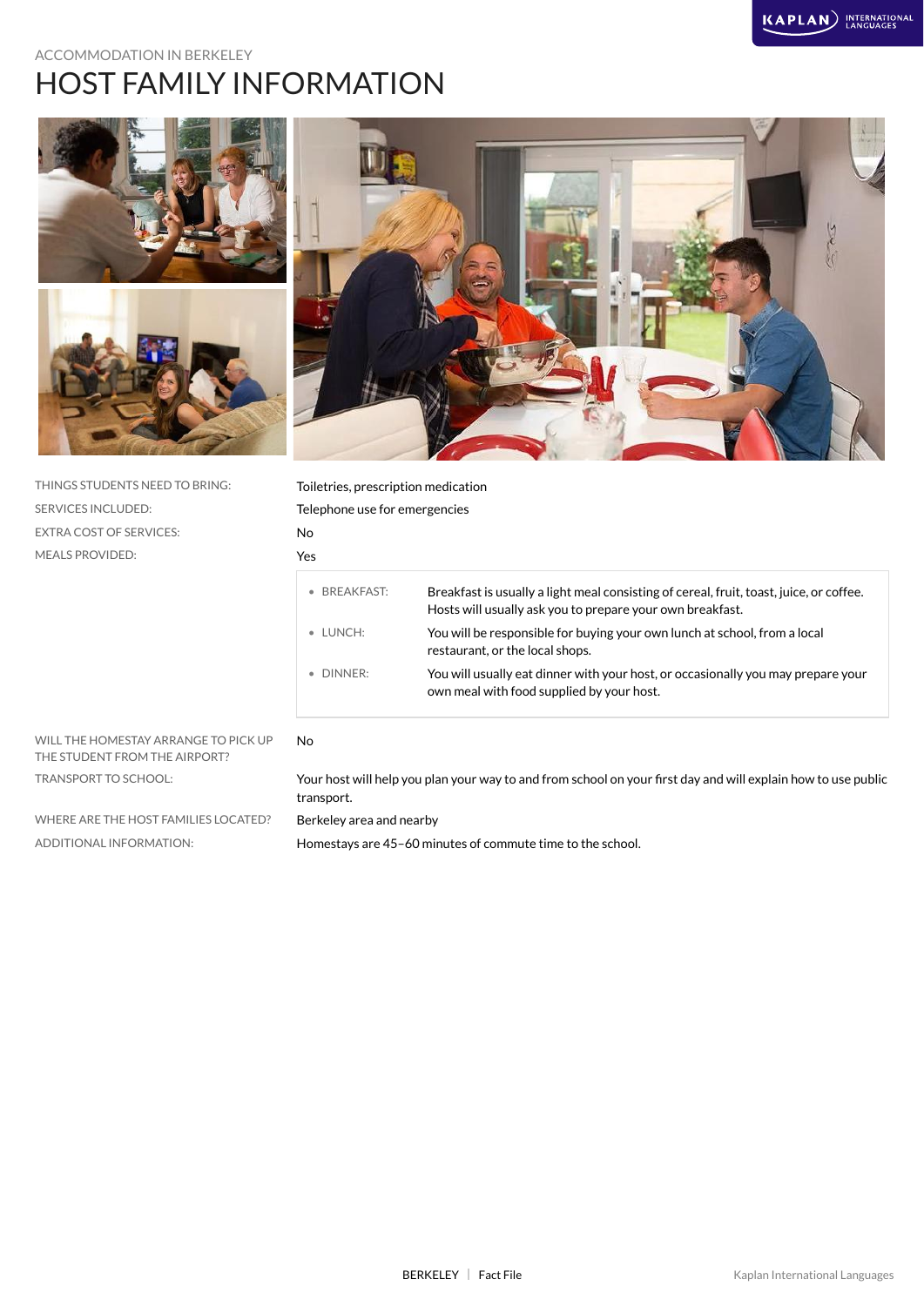ACCOMMODATION IN BERKELEY

# HOST FAMILY INFORMATION

| | |
|---|---|
| THINGS STUDENTS NEED TO BRING: | Toiletries, prescription medication |
| SERVICES INCLUDED: | Telephone use for emergencies |
| EXTRA COST OF SERVICES: | No |
| MEALS PROVIDED: | Yes |

- BREAKFAST: Breakfast is usually a light meal consisting of cereal, fruit, toast, juice, or coffee. Hosts will usually ask you to prepare your own breakfast.
- LUNCH: You will be responsible for buying your own lunch at school, from a local restaurant, or the local shops.
- DINNER: You will usually eat dinner with your host, or occasionally you may prepare your own meal with food supplied by your host.

| | |
|---|---|
| WILL THE HOMESTAY ARRANGE TO PICK UP THE STUDENT FROM THE AIRPORT? | No |
| TRANSPORT TO SCHOOL: | Your host will help you plan your way to and from school on your first day and will explain how to use public transport. |
| WHERE ARE THE HOST FAMILIES LOCATED? | Berkeley area and nearby |
| ADDITIONAL INFORMATION: | Homestays are 45–60 minutes of commute time to the school. |